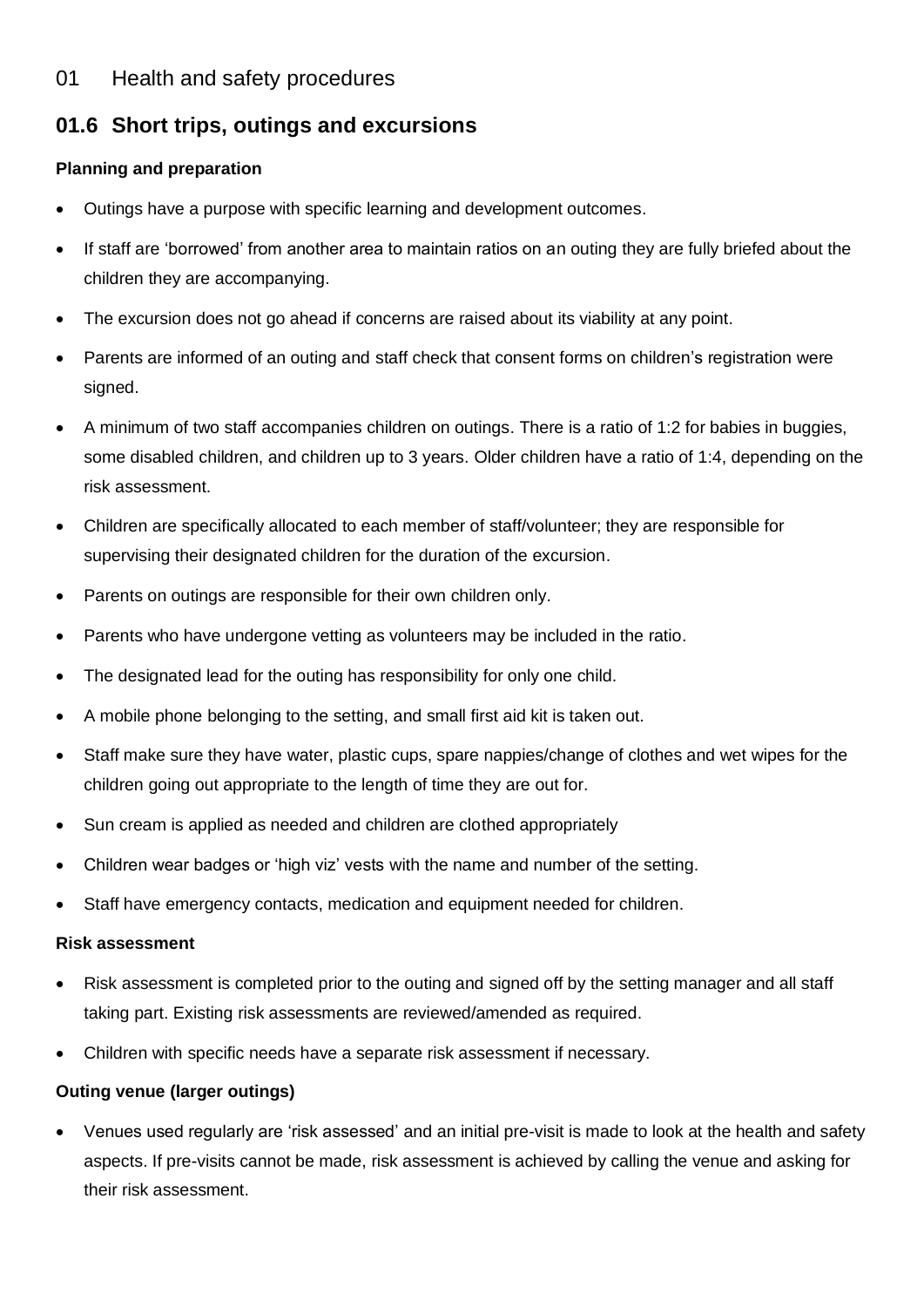# 01 Health and safety procedures

## 01.6 Short trips, outings and excursions

**Planning and preparation**

- Outings have a purpose with specific learning and development outcomes.
- If staff are 'borrowed' from another area to maintain ratios on an outing they are fully briefed about the children they are accompanying.
- The excursion does not go ahead if concerns are raised about its viability at any point.
- Parents are informed of an outing and staff check that consent forms on children's registration were signed.
- A minimum of two staff accompanies children on outings. There is a ratio of 1:2 for babies in buggies, some disabled children, and children up to 3 years. Older children have a ratio of 1:4, depending on the risk assessment.
- Children are specifically allocated to each member of staff/volunteer; they are responsible for supervising their designated children for the duration of the excursion.
- Parents on outings are responsible for their own children only.
- Parents who have undergone vetting as volunteers may be included in the ratio.
- The designated lead for the outing has responsibility for only one child.
- A mobile phone belonging to the setting, and small first aid kit is taken out.
- Staff make sure they have water, plastic cups, spare nappies/change of clothes and wet wipes for the children going out appropriate to the length of time they are out for.
- Sun cream is applied as needed and children are clothed appropriately
- Children wear badges or 'high viz' vests with the name and number of the setting.
- Staff have emergency contacts, medication and equipment needed for children.

**Risk assessment**

- Risk assessment is completed prior to the outing and signed off by the setting manager and all staff taking part. Existing risk assessments are reviewed/amended as required.
- Children with specific needs have a separate risk assessment if necessary.

**Outing venue (larger outings)**

- Venues used regularly are 'risk assessed' and an initial pre-visit is made to look at the health and safety aspects. If pre-visits cannot be made, risk assessment is achieved by calling the venue and asking for their risk assessment.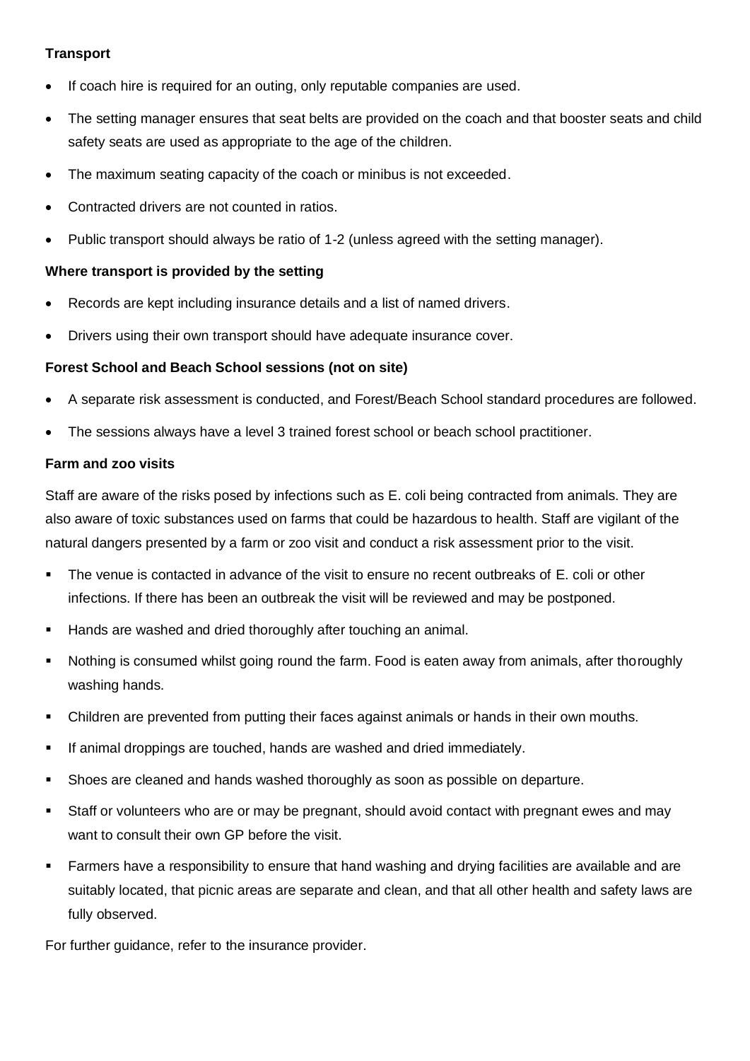**Transport**

- If coach hire is required for an outing, only reputable companies are used.
- The setting manager ensures that seat belts are provided on the coach and that booster seats and child safety seats are used as appropriate to the age of the children.
- The maximum seating capacity of the coach or minibus is not exceeded.
- Contracted drivers are not counted in ratios.
- Public transport should always be ratio of 1-2 (unless agreed with the setting manager).

**Where transport is provided by the setting**

- Records are kept including insurance details and a list of named drivers.
- Drivers using their own transport should have adequate insurance cover.

**Forest School and Beach School sessions (not on site)**

- A separate risk assessment is conducted, and Forest/Beach School standard procedures are followed.
- The sessions always have a level 3 trained forest school or beach school practitioner.

**Farm and zoo visits**

Staff are aware of the risks posed by infections such as E. coli being contracted from animals. They are also aware of toxic substances used on farms that could be hazardous to health. Staff are vigilant of the natural dangers presented by a farm or zoo visit and conduct a risk assessment prior to the visit.

- The venue is contacted in advance of the visit to ensure no recent outbreaks of E. coli or other infections. If there has been an outbreak the visit will be reviewed and may be postponed.
- Hands are washed and dried thoroughly after touching an animal.
- Nothing is consumed whilst going round the farm. Food is eaten away from animals, after thoroughly washing hands.
- Children are prevented from putting their faces against animals or hands in their own mouths.
- If animal droppings are touched, hands are washed and dried immediately.
- Shoes are cleaned and hands washed thoroughly as soon as possible on departure.
- Staff or volunteers who are or may be pregnant, should avoid contact with pregnant ewes and may want to consult their own GP before the visit.
- Farmers have a responsibility to ensure that hand washing and drying facilities are available and are suitably located, that picnic areas are separate and clean, and that all other health and safety laws are fully observed.

For further guidance, refer to the insurance provider.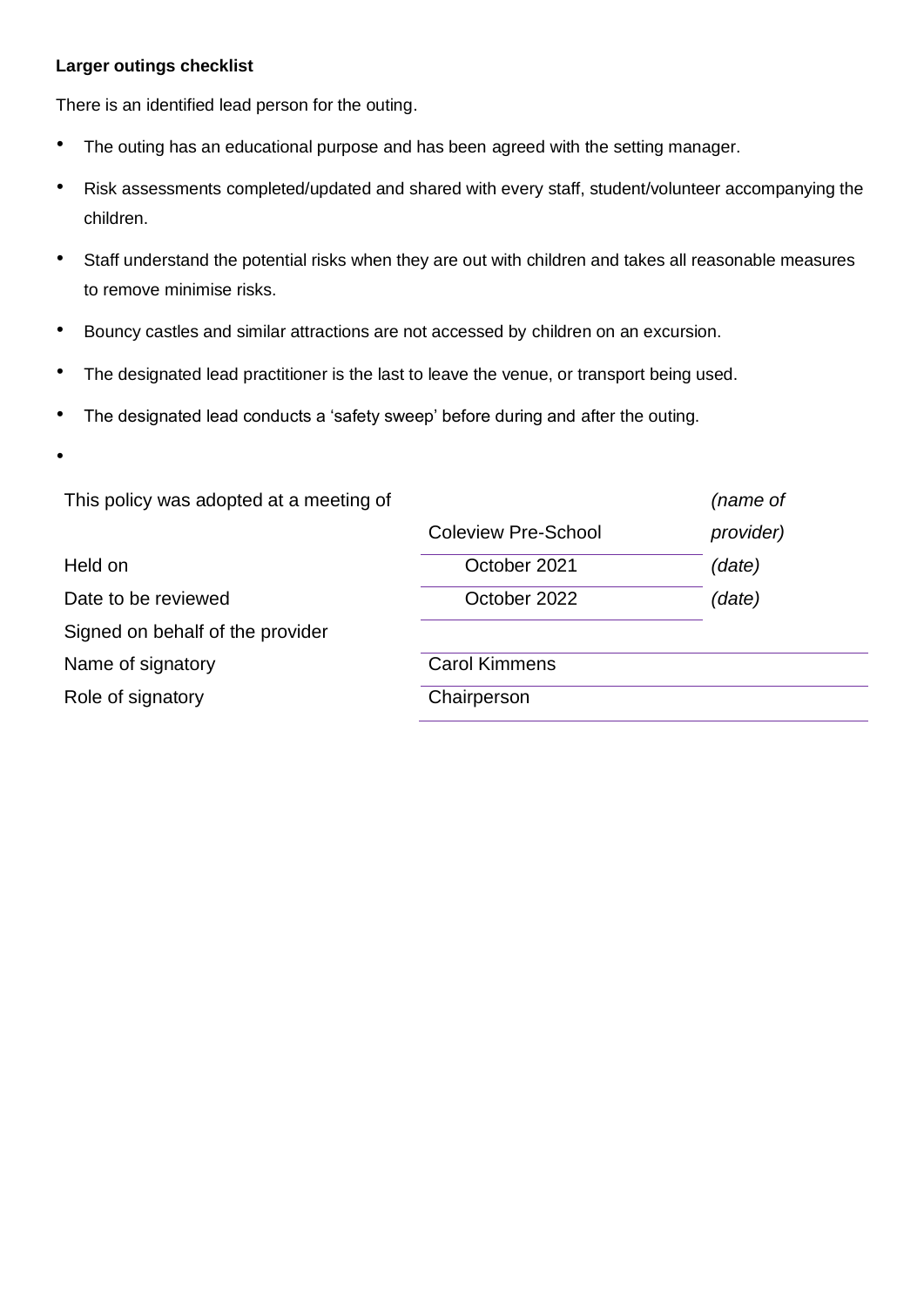**Larger outings checklist**

There is an identified lead person for the outing.

- The outing has an educational purpose and has been agreed with the setting manager.
- Risk assessments completed/updated and shared with every staff, student/volunteer accompanying the children.
- Staff understand the potential risks when they are out with children and takes all reasonable measures to remove minimise risks.
- Bouncy castles and similar attractions are not accessed by children on an excursion.
- The designated lead practitioner is the last to leave the venue, or transport being used.
- The designated lead conducts a 'safety sweep' before during and after the outing.

| | | |
|---|---|---|
| This policy was adopted at a meeting of | Coleview Pre-School | *(name of provider)* |
| Held on | October 2021 | *(date)* |
| Date to be reviewed | October 2022 | *(date)* |
| Signed on behalf of the provider | | |
| Name of signatory | Carol Kimmens | |
| Role of signatory | Chairperson | |